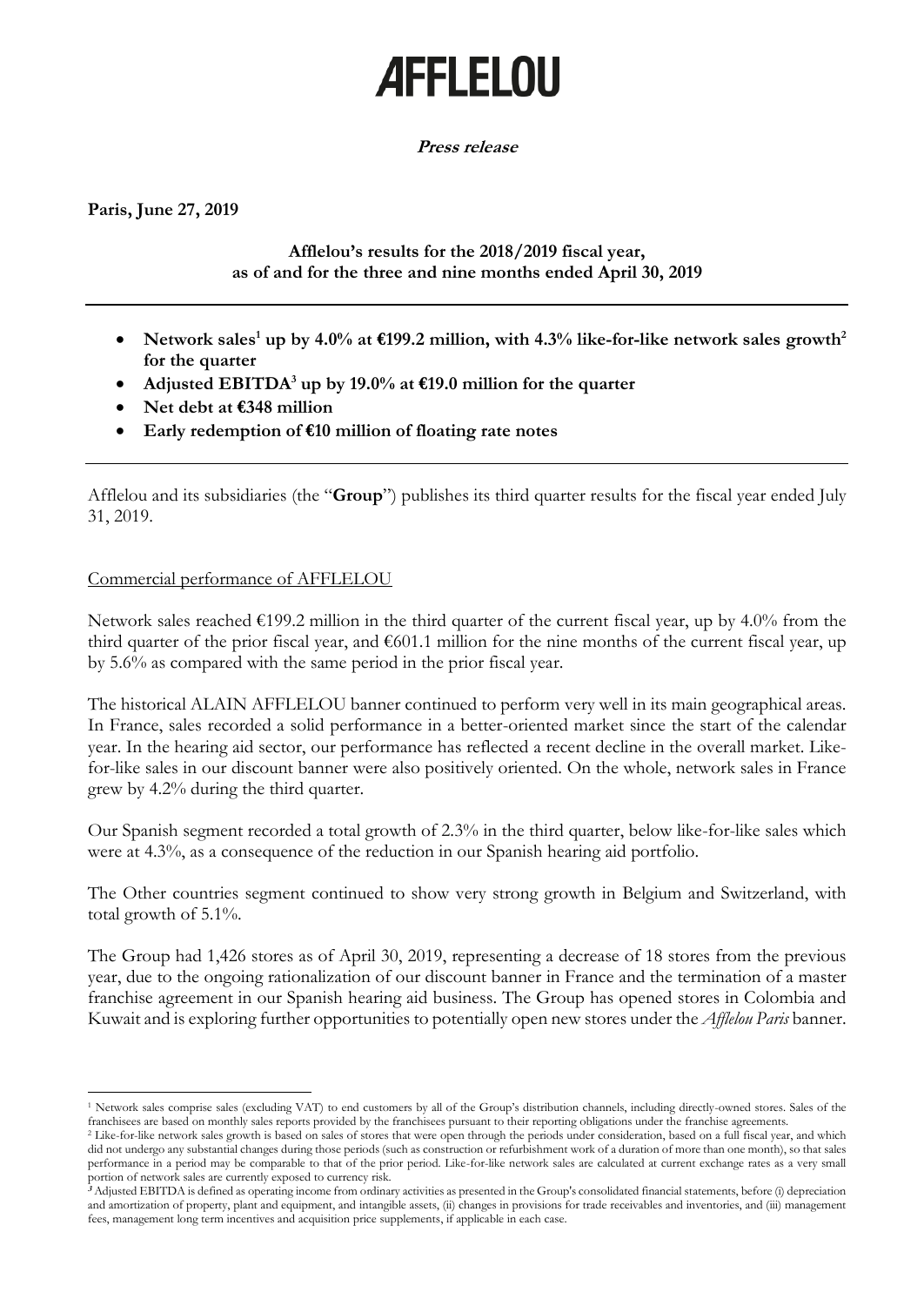# AFFLELOU

**Press release**

**Paris, June 27, 2019**

**Afflelou's results for the 2018/2019 fiscal year, as of and for the three and nine months ended April 30, 2019**

---

- **Network sales[1] up by 4.0% at €199.2 million, with 4.3% like-for-like network sales growth[2] for the quarter**
- **Adjusted EBITDA[3] up by 19.0% at €19.0 million for the quarter**
- **Net debt at €348 million**
- **Early redemption of €10 million of floating rate notes**

---

Afflelou and its subsidiaries (the "**Group**") publishes its third quarter results for the fiscal year ended July 31, 2019.

## Commercial performance of AFFLELOU

Network sales reached €199.2 million in the third quarter of the current fiscal year, up by 4.0% from the third quarter of the prior fiscal year, and €601.1 million for the nine months of the current fiscal year, up by 5.6% as compared with the same period in the prior fiscal year.

The historical ALAIN AFFLELOU banner continued to perform very well in its main geographical areas. In France, sales recorded a solid performance in a better-oriented market since the start of the calendar year. In the hearing aid sector, our performance has reflected a recent decline in the overall market. Like-for-like sales in our discount banner were also positively oriented. On the whole, network sales in France grew by 4.2% during the third quarter.

Our Spanish segment recorded a total growth of 2.3% in the third quarter, below like-for-like sales which were at 4.3%, as a consequence of the reduction in our Spanish hearing aid portfolio.

The Other countries segment continued to show very strong growth in Belgium and Switzerland, with total growth of 5.1%.

The Group had 1,426 stores as of April 30, 2019, representing a decrease of 18 stores from the previous year, due to the ongoing rationalization of our discount banner in France and the termination of a master franchise agreement in our Spanish hearing aid business. The Group has opened stores in Colombia and Kuwait and is exploring further opportunities to potentially open new stores under the *Afflelou Paris* banner.

---

[1] Network sales comprise sales (excluding VAT) to end customers by all of the Group's distribution channels, including directly-owned stores. Sales of the franchisees are based on monthly sales reports provided by the franchisees pursuant to their reporting obligations under the franchise agreements.

[2] Like-for-like network sales growth is based on sales of stores that were open through the periods under consideration, based on a full fiscal year, and which did not undergo any substantial changes during those periods (such as construction or refurbishment work of a duration of more than one month), so that sales performance in a period may be comparable to that of the prior period. Like-for-like network sales are calculated at current exchange rates as a very small portion of network sales are currently exposed to currency risk.

[3] Adjusted EBITDA is defined as operating income from ordinary activities as presented in the Group's consolidated financial statements, before (i) depreciation and amortization of property, plant and equipment, and intangible assets, (ii) changes in provisions for trade receivables and inventories, and (iii) management fees, management long term incentives and acquisition price supplements, if applicable in each case.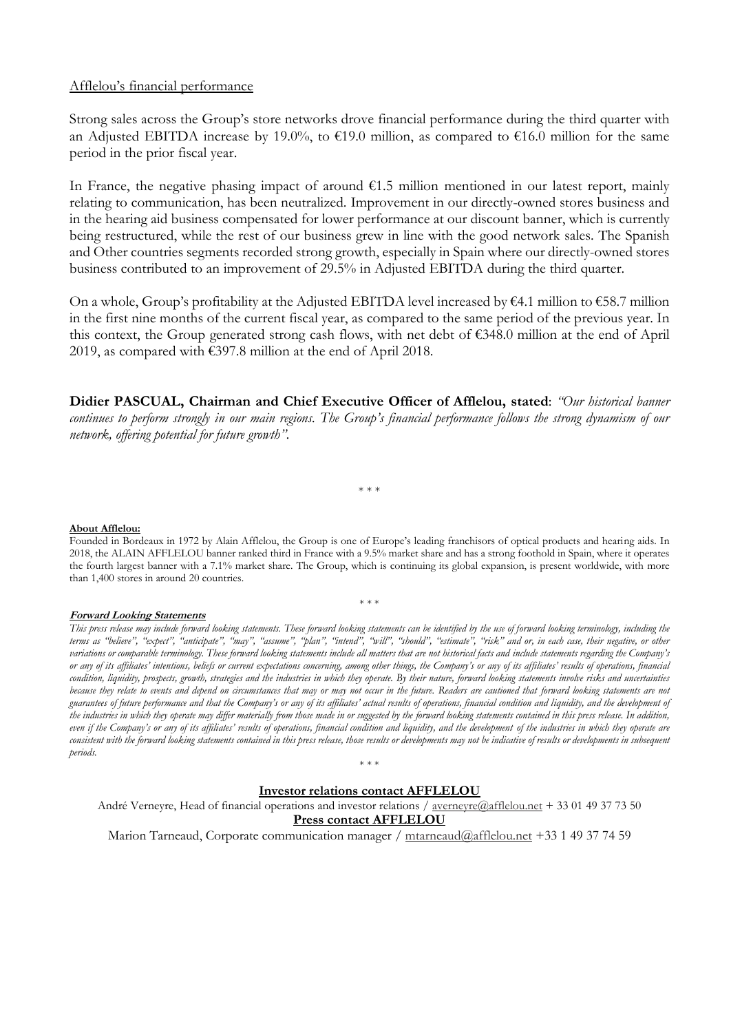Afflelou's financial performance

Strong sales across the Group's store networks drove financial performance during the third quarter with an Adjusted EBITDA increase by 19.0%, to €19.0 million, as compared to €16.0 million for the same period in the prior fiscal year.

In France, the negative phasing impact of around €1.5 million mentioned in our latest report, mainly relating to communication, has been neutralized. Improvement in our directly-owned stores business and in the hearing aid business compensated for lower performance at our discount banner, which is currently being restructured, while the rest of our business grew in line with the good network sales. The Spanish and Other countries segments recorded strong growth, especially in Spain where our directly-owned stores business contributed to an improvement of 29.5% in Adjusted EBITDA during the third quarter.

On a whole, Group's profitability at the Adjusted EBITDA level increased by €4.1 million to €58.7 million in the first nine months of the current fiscal year, as compared to the same period of the previous year. In this context, the Group generated strong cash flows, with net debt of €348.0 million at the end of April 2019, as compared with €397.8 million at the end of April 2018.

**Didier PASCUAL, Chairman and Chief Executive Officer of Afflelou, stated**: *"Our historical banner continues to perform strongly in our main regions. The Group's financial performance follows the strong dynamism of our network, offering potential for future growth".*

\* \* \*

**About Afflelou:**

Founded in Bordeaux in 1972 by Alain Afflelou, the Group is one of Europe's leading franchisors of optical products and hearing aids. In 2018, the ALAIN AFFLELOU banner ranked third in France with a 9.5% market share and has a strong foothold in Spain, where it operates the fourth largest banner with a 7.1% market share. The Group, which is continuing its global expansion, is present worldwide, with more than 1,400 stores in around 20 countries.

\* \* \*

***Forward Looking Statements***

*This press release may include forward looking statements. These forward looking statements can be identified by the use of forward looking terminology, including the terms as "believe", "expect", "anticipate", "may", "assume", "plan", "intend", "will", "should", "estimate", "risk" and or, in each case, their negative, or other variations or comparable terminology. These forward looking statements include all matters that are not historical facts and include statements regarding the Company's or any of its affiliates' intentions, beliefs or current expectations concerning, among other things, the Company's or any of its affiliates' results of operations, financial condition, liquidity, prospects, growth, strategies and the industries in which they operate. By their nature, forward looking statements involve risks and uncertainties because they relate to events and depend on circumstances that may or may not occur in the future. Readers are cautioned that forward looking statements are not guarantees of future performance and that the Company's or any of its affiliates' actual results of operations, financial condition and liquidity, and the development of the industries in which they operate may differ materially from those made in or suggested by the forward looking statements contained in this press release. In addition, even if the Company's or any of its affiliates' results of operations, financial condition and liquidity, and the development of the industries in which they operate are consistent with the forward looking statements contained in this press release, those results or developments may not be indicative of results or developments in subsequent periods.*

\* \* \*

**Investor relations contact AFFLELOU**

André Verneyre, Head of financial operations and investor relations / averneyre@afflelou.net + 33 01 49 37 73 50

**Press contact AFFLELOU**

Marion Tarneaud, Corporate communication manager / mtarneaud@afflelou.net +33 1 49 37 74 59